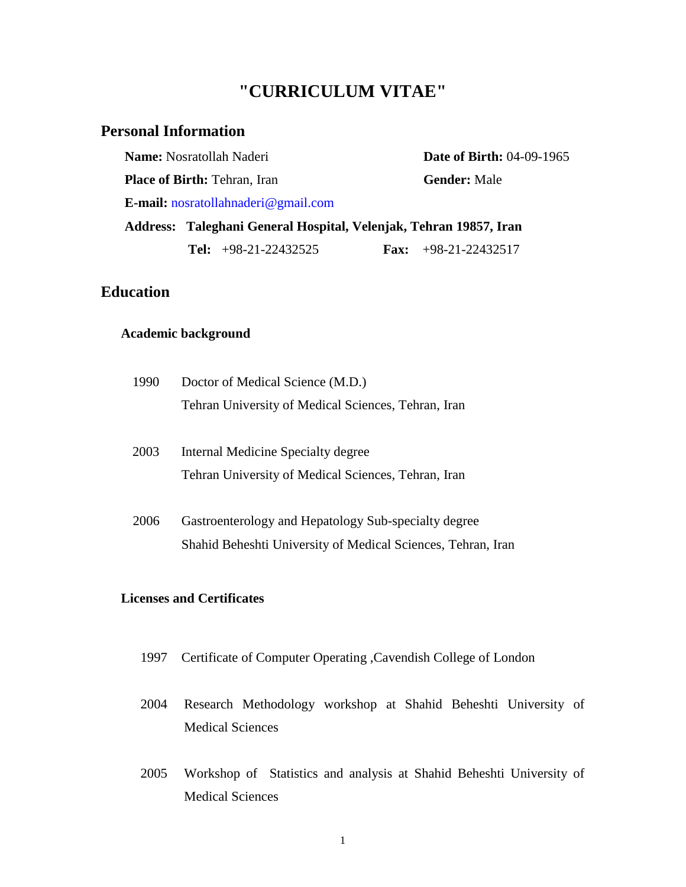# "CURRICULUM VITAE"

## Personal Information

**Name:** Nosratollah Naderi

**Date of Birth:** 04-09-1965

**Place of Birth:** Tehran, Iran

**Gender:** Male

**E-mail:** nosratollahnaderi@gmail.com

**Address: Taleghani General Hospital, Velenjak, Tehran 19857, Iran**

**Tel:** +98-21-22432525 **Fax:** +98-21-22432517

## Education

### Academic background

1990 Doctor of Medical Science (M.D.)
Tehran University of Medical Sciences, Tehran, Iran

2003 Internal Medicine Specialty degree
Tehran University of Medical Sciences, Tehran, Iran

2006 Gastroenterology and Hepatology Sub-specialty degree
Shahid Beheshti University of Medical Sciences, Tehran, Iran

### Licenses and Certificates

1997 Certificate of Computer Operating ,Cavendish College of London

2004 Research Methodology workshop at Shahid Beheshti University of Medical Sciences

2005 Workshop of Statistics and analysis at Shahid Beheshti University of Medical Sciences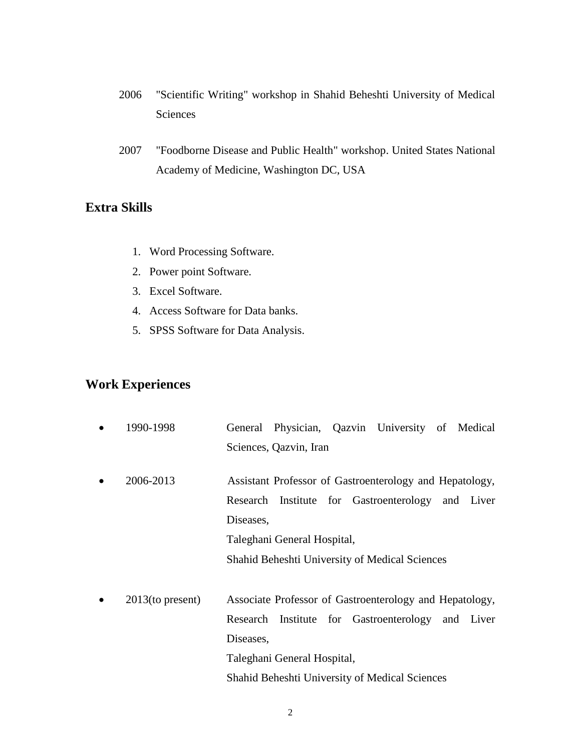2006 "Scientific Writing" workshop in Shahid Beheshti University of Medical Sciences

2007 "Foodborne Disease and Public Health" workshop. United States National Academy of Medicine, Washington DC, USA

## Extra Skills

1. Word Processing Software.
2. Power point Software.
3. Excel Software.
4. Access Software for Data banks.
5. SPSS Software for Data Analysis.

## Work Experiences

- 1990-1998 General Physician, Qazvin University of Medical Sciences, Qazvin, Iran

- 2006-2013 Assistant Professor of Gastroenterology and Hepatology, Research Institute for Gastroenterology and Liver Diseases,
  Taleghani General Hospital,
  Shahid Beheshti University of Medical Sciences

- 2013(to present) Associate Professor of Gastroenterology and Hepatology, Research Institute for Gastroenterology and Liver Diseases,
  Taleghani General Hospital,
  Shahid Beheshti University of Medical Sciences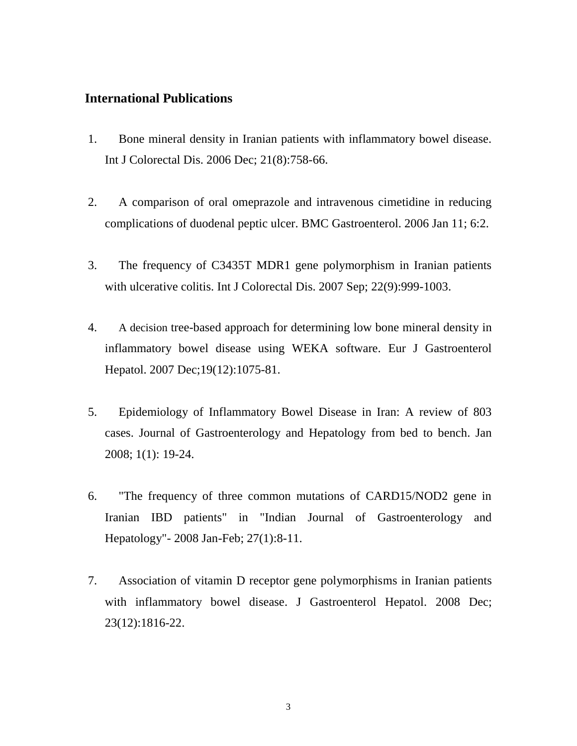## International Publications

1. Bone mineral density in Iranian patients with inflammatory bowel disease. Int J Colorectal Dis. 2006 Dec; 21(8):758-66.

2. A comparison of oral omeprazole and intravenous cimetidine in reducing complications of duodenal peptic ulcer. BMC Gastroenterol. 2006 Jan 11; 6:2.

3. The frequency of C3435T MDR1 gene polymorphism in Iranian patients with ulcerative colitis. Int J Colorectal Dis. 2007 Sep; 22(9):999-1003.

4. A decision tree-based approach for determining low bone mineral density in inflammatory bowel disease using WEKA software. Eur J Gastroenterol Hepatol. 2007 Dec;19(12):1075-81.

5. Epidemiology of Inflammatory Bowel Disease in Iran: A review of 803 cases. Journal of Gastroenterology and Hepatology from bed to bench. Jan 2008; 1(1): 19-24.

6. "The frequency of three common mutations of CARD15/NOD2 gene in Iranian IBD patients" in "Indian Journal of Gastroenterology and Hepatology"- 2008 Jan-Feb; 27(1):8-11.

7. Association of vitamin D receptor gene polymorphisms in Iranian patients with inflammatory bowel disease. J Gastroenterol Hepatol. 2008 Dec; 23(12):1816-22.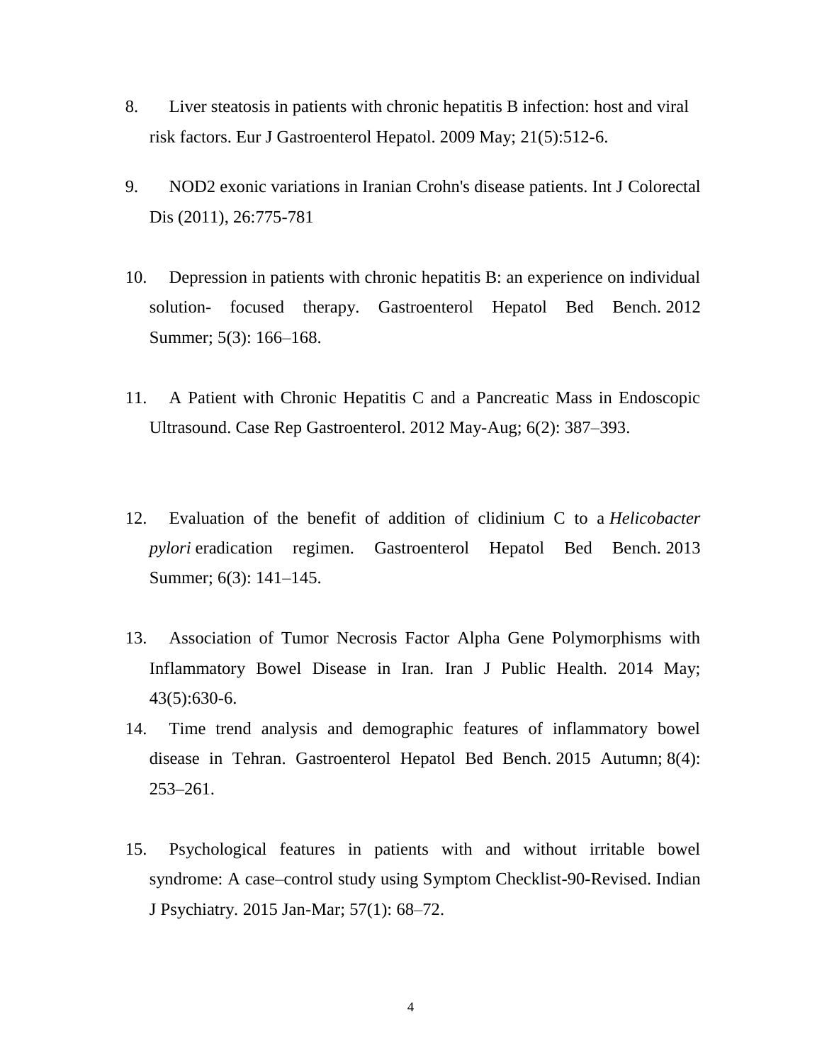8. Liver steatosis in patients with chronic hepatitis B infection: host and viral risk factors. Eur J Gastroenterol Hepatol. 2009 May; 21(5):512-6.

9. NOD2 exonic variations in Iranian Crohn's disease patients. Int J Colorectal Dis (2011), 26:775-781

10. Depression in patients with chronic hepatitis B: an experience on individual solution- focused therapy. Gastroenterol Hepatol Bed Bench. 2012 Summer; 5(3): 166–168.

11. A Patient with Chronic Hepatitis C and a Pancreatic Mass in Endoscopic Ultrasound. Case Rep Gastroenterol. 2012 May-Aug; 6(2): 387–393.

12. Evaluation of the benefit of addition of clidinium C to a *Helicobacter pylori* eradication regimen. Gastroenterol Hepatol Bed Bench. 2013 Summer; 6(3): 141–145.

13. Association of Tumor Necrosis Factor Alpha Gene Polymorphisms with Inflammatory Bowel Disease in Iran. Iran J Public Health. 2014 May; 43(5):630-6.

14. Time trend analysis and demographic features of inflammatory bowel disease in Tehran. Gastroenterol Hepatol Bed Bench. 2015 Autumn; 8(4): 253–261.

15. Psychological features in patients with and without irritable bowel syndrome: A case–control study using Symptom Checklist-90-Revised. Indian J Psychiatry. 2015 Jan-Mar; 57(1): 68–72.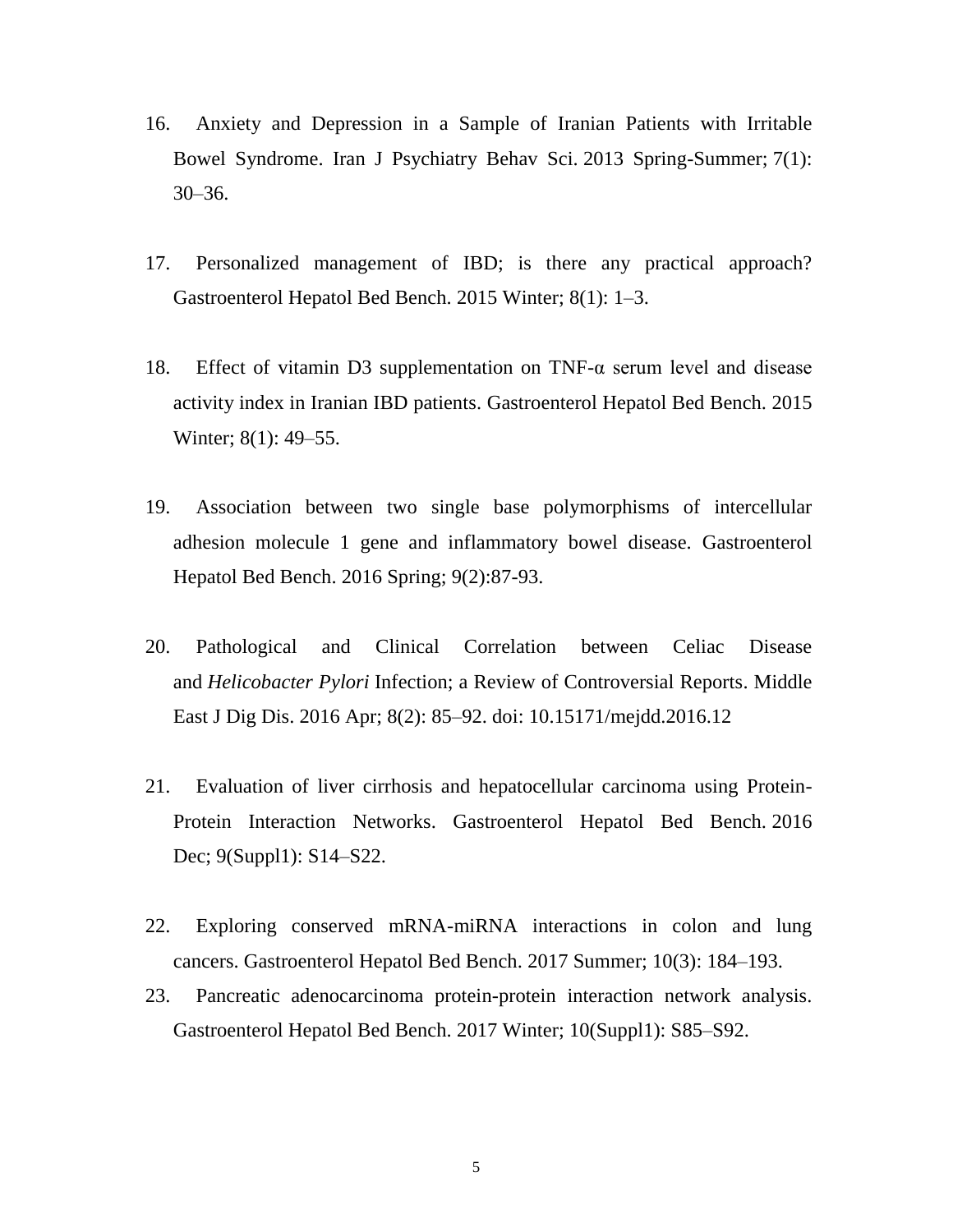16. Anxiety and Depression in a Sample of Iranian Patients with Irritable Bowel Syndrome. Iran J Psychiatry Behav Sci. 2013 Spring-Summer; 7(1): 30–36.

17. Personalized management of IBD; is there any practical approach? Gastroenterol Hepatol Bed Bench. 2015 Winter; 8(1): 1–3.

18. Effect of vitamin D3 supplementation on TNF-α serum level and disease activity index in Iranian IBD patients. Gastroenterol Hepatol Bed Bench. 2015 Winter; 8(1): 49–55.

19. Association between two single base polymorphisms of intercellular adhesion molecule 1 gene and inflammatory bowel disease. Gastroenterol Hepatol Bed Bench. 2016 Spring; 9(2):87-93.

20. Pathological and Clinical Correlation between Celiac Disease and *Helicobacter Pylori* Infection; a Review of Controversial Reports. Middle East J Dig Dis. 2016 Apr; 8(2): 85–92. doi: 10.15171/mejdd.2016.12

21. Evaluation of liver cirrhosis and hepatocellular carcinoma using Protein-Protein Interaction Networks. Gastroenterol Hepatol Bed Bench. 2016 Dec; 9(Suppl1): S14–S22.

22. Exploring conserved mRNA-miRNA interactions in colon and lung cancers. Gastroenterol Hepatol Bed Bench. 2017 Summer; 10(3): 184–193.

23. Pancreatic adenocarcinoma protein-protein interaction network analysis. Gastroenterol Hepatol Bed Bench. 2017 Winter; 10(Suppl1): S85–S92.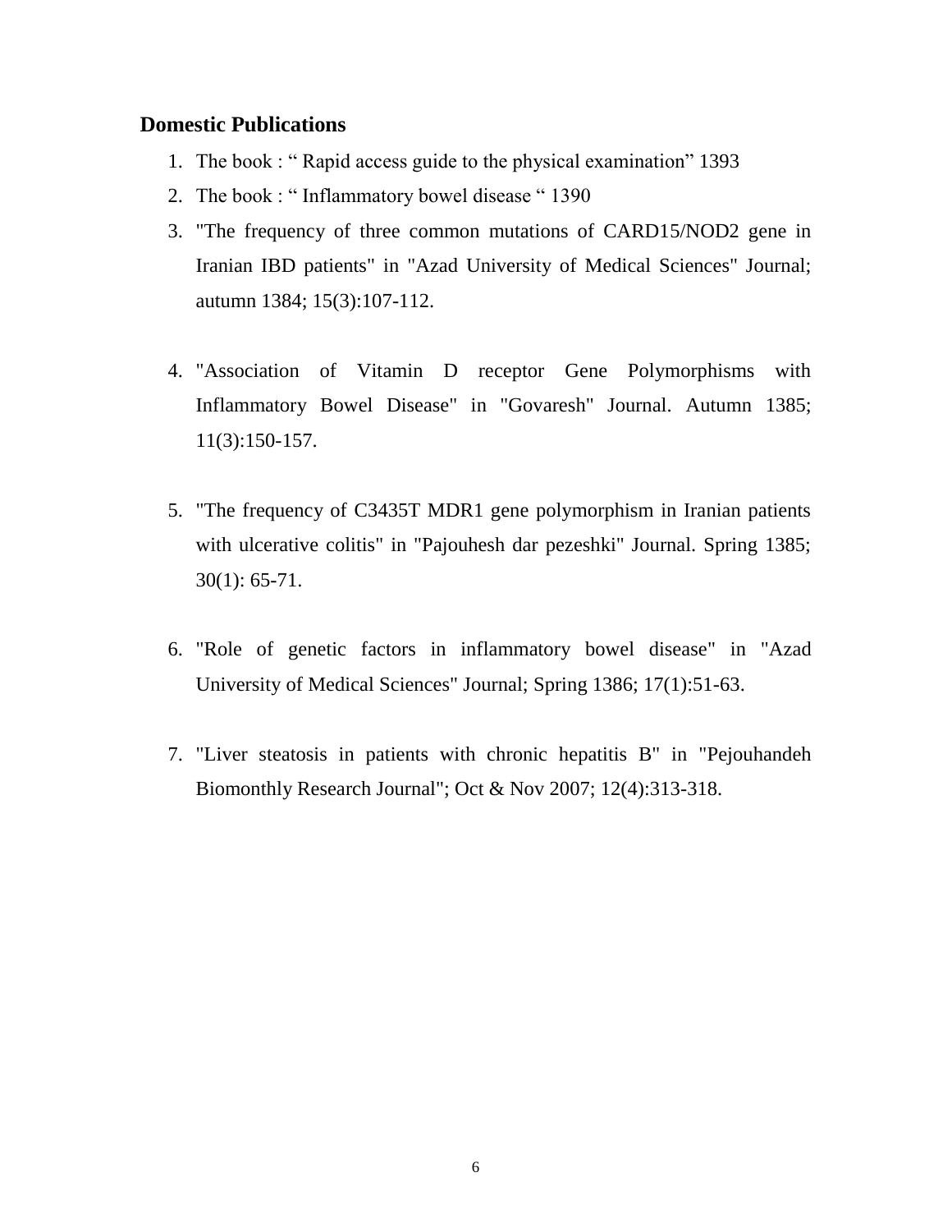## Domestic Publications

1. The book : “ Rapid access guide to the physical examination” 1393
2. The book : “ Inflammatory bowel disease “ 1390
3. "The frequency of three common mutations of CARD15/NOD2 gene in Iranian IBD patients" in "Azad University of Medical Sciences" Journal; autumn 1384; 15(3):107-112.
4. "Association of Vitamin D receptor Gene Polymorphisms with Inflammatory Bowel Disease" in "Govaresh" Journal. Autumn 1385; 11(3):150-157.
5. "The frequency of C3435T MDR1 gene polymorphism in Iranian patients with ulcerative colitis" in "Pajouhesh dar pezeshki" Journal. Spring 1385; 30(1): 65-71.
6. "Role of genetic factors in inflammatory bowel disease" in "Azad University of Medical Sciences" Journal; Spring 1386; 17(1):51-63.
7. "Liver steatosis in patients with chronic hepatitis B" in "Pejouhandeh Biomonthly Research Journal"; Oct & Nov 2007; 12(4):313-318.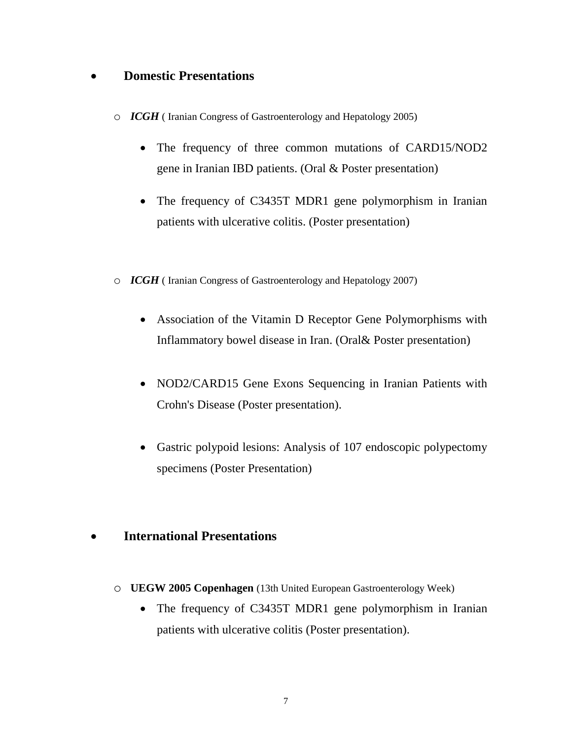- **Domestic Presentations**

    - ***ICGH*** ( Iranian Congress of Gastroenterology and Hepatology 2005)

        - The frequency of three common mutations of CARD15/NOD2 gene in Iranian IBD patients. (Oral & Poster presentation)
        - The frequency of C3435T MDR1 gene polymorphism in Iranian patients with ulcerative colitis. (Poster presentation)

    - ***ICGH*** ( Iranian Congress of Gastroenterology and Hepatology 2007)

        - Association of the Vitamin D Receptor Gene Polymorphisms with Inflammatory bowel disease in Iran. (Oral& Poster presentation)
        - NOD2/CARD15 Gene Exons Sequencing in Iranian Patients with Crohn's Disease (Poster presentation).
        - Gastric polypoid lesions: Analysis of 107 endoscopic polypectomy specimens (Poster Presentation)

- **International Presentations**

    - **UEGW 2005 Copenhagen** (13th United European Gastroenterology Week)
        - The frequency of C3435T MDR1 gene polymorphism in Iranian patients with ulcerative colitis (Poster presentation).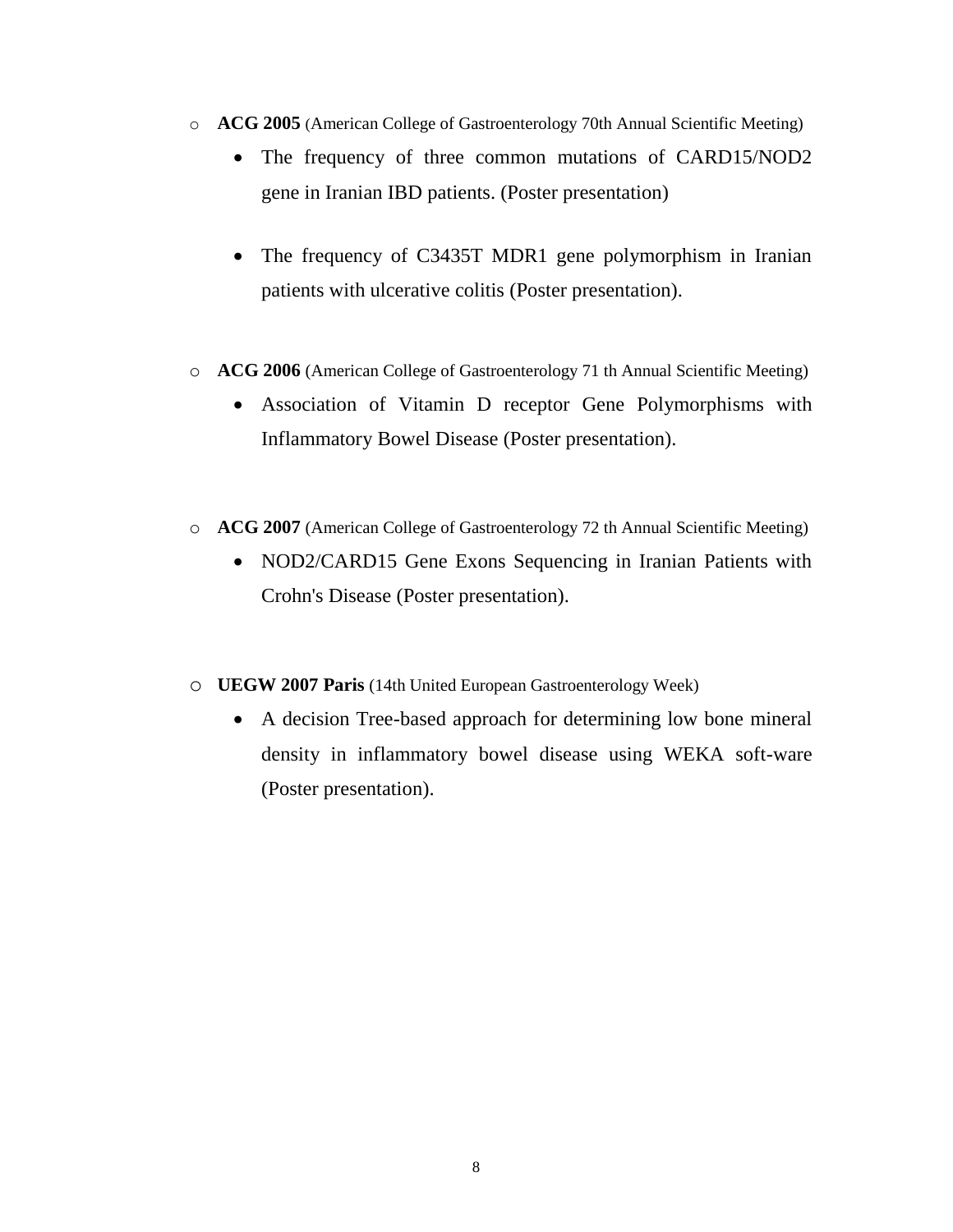- **ACG 2005** (American College of Gastroenterology 70th Annual Scientific Meeting)
    - The frequency of three common mutations of CARD15/NOD2 gene in Iranian IBD patients. (Poster presentation)
    - The frequency of C3435T MDR1 gene polymorphism in Iranian patients with ulcerative colitis (Poster presentation).

- **ACG 2006** (American College of Gastroenterology 71 th Annual Scientific Meeting)
    - Association of Vitamin D receptor Gene Polymorphisms with Inflammatory Bowel Disease (Poster presentation).

- **ACG 2007** (American College of Gastroenterology 72 th Annual Scientific Meeting)
    - NOD2/CARD15 Gene Exons Sequencing in Iranian Patients with Crohn's Disease (Poster presentation).

- **UEGW 2007 Paris** (14th United European Gastroenterology Week)
    - A decision Tree-based approach for determining low bone mineral density in inflammatory bowel disease using WEKA soft-ware (Poster presentation).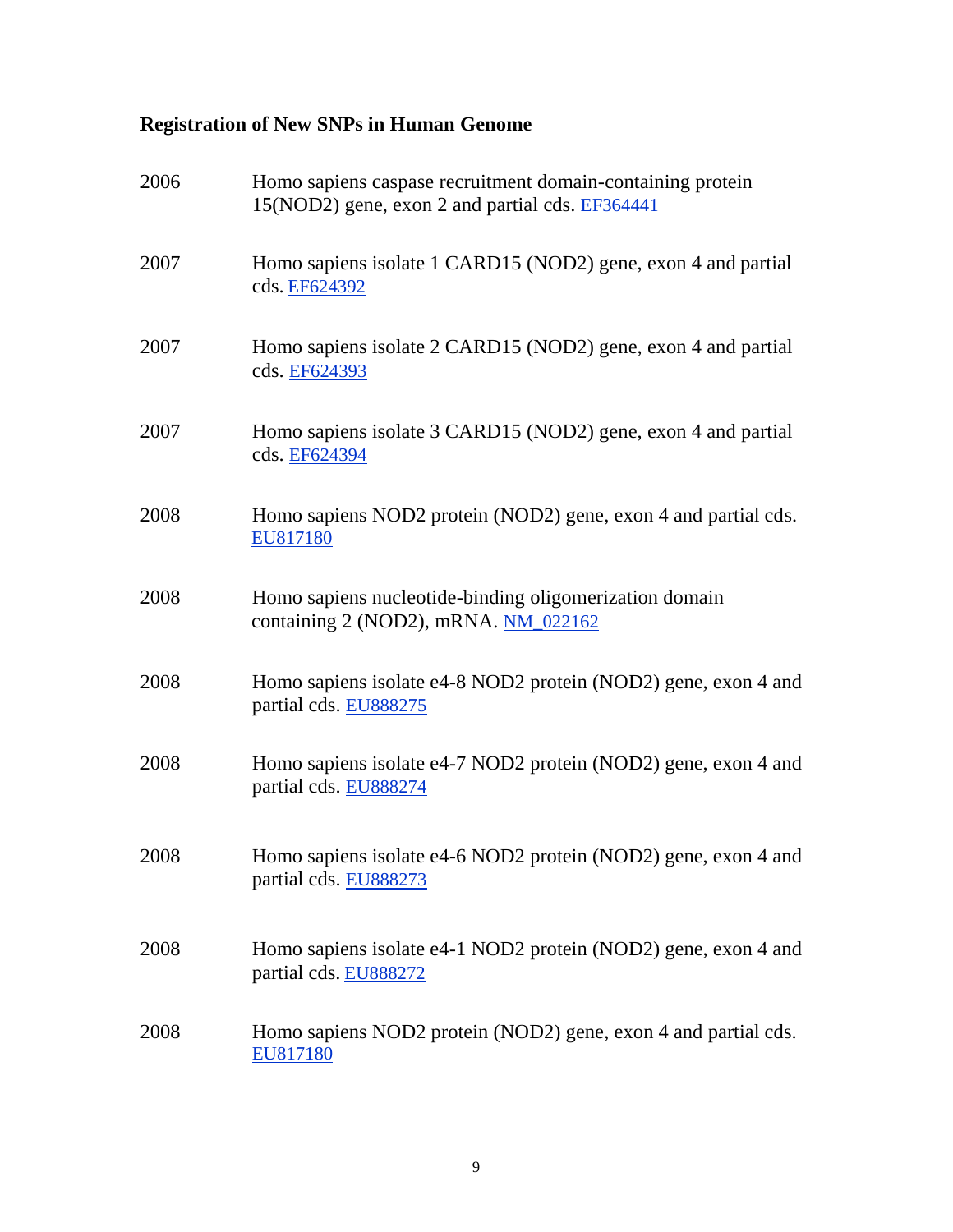### Registration of New SNPs in Human Genome

| | |
|---|---|
| 2006 | Homo sapiens caspase recruitment domain-containing protein 15(NOD2) gene, exon 2 and partial cds. EF364441 |
| 2007 | Homo sapiens isolate 1 CARD15 (NOD2) gene, exon 4 and partial cds. EF624392 |
| 2007 | Homo sapiens isolate 2 CARD15 (NOD2) gene, exon 4 and partial cds. EF624393 |
| 2007 | Homo sapiens isolate 3 CARD15 (NOD2) gene, exon 4 and partial cds. EF624394 |
| 2008 | Homo sapiens NOD2 protein (NOD2) gene, exon 4 and partial cds. EU817180 |
| 2008 | Homo sapiens nucleotide-binding oligomerization domain containing 2 (NOD2), mRNA. NM_022162 |
| 2008 | Homo sapiens isolate e4-8 NOD2 protein (NOD2) gene, exon 4 and partial cds. EU888275 |
| 2008 | Homo sapiens isolate e4-7 NOD2 protein (NOD2) gene, exon 4 and partial cds. EU888274 |
| 2008 | Homo sapiens isolate e4-6 NOD2 protein (NOD2) gene, exon 4 and partial cds. EU888273 |
| 2008 | Homo sapiens isolate e4-1 NOD2 protein (NOD2) gene, exon 4 and partial cds. EU888272 |
| 2008 | Homo sapiens NOD2 protein (NOD2) gene, exon 4 and partial cds. EU817180 |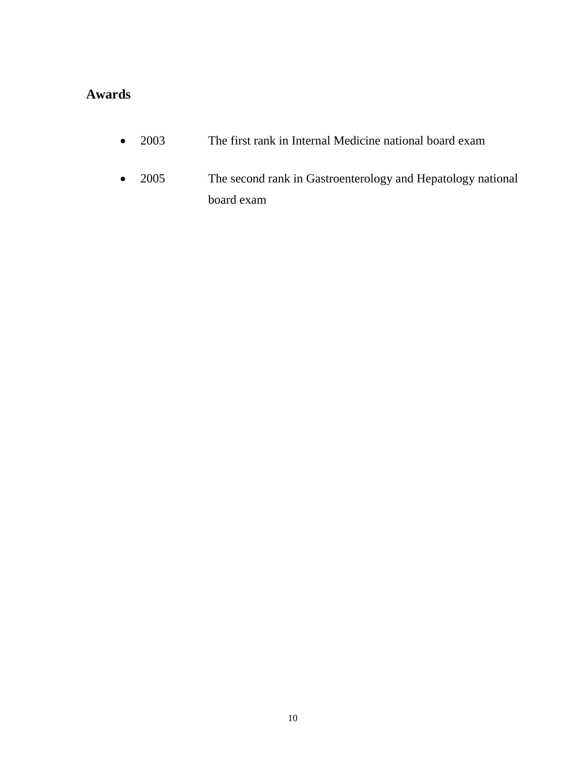## Awards

- 2003 The first rank in Internal Medicine national board exam
- 2005 The second rank in Gastroenterology and Hepatology national board exam